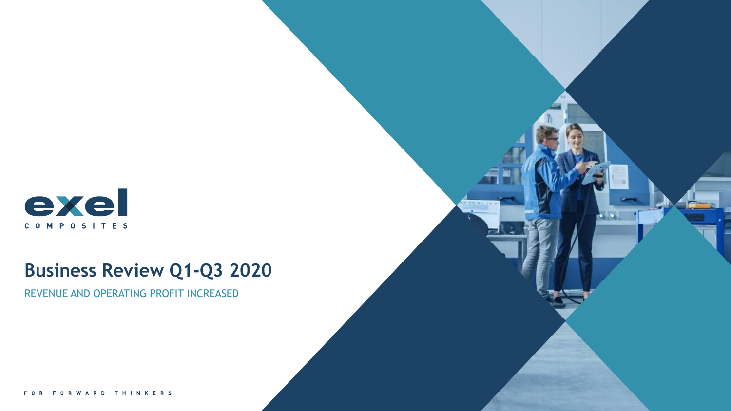exel

COMPOSITES

# Business Review Q1-Q3 2020

REVENUE AND OPERATING PROFIT INCREASED

FOR FORWARD THINKERS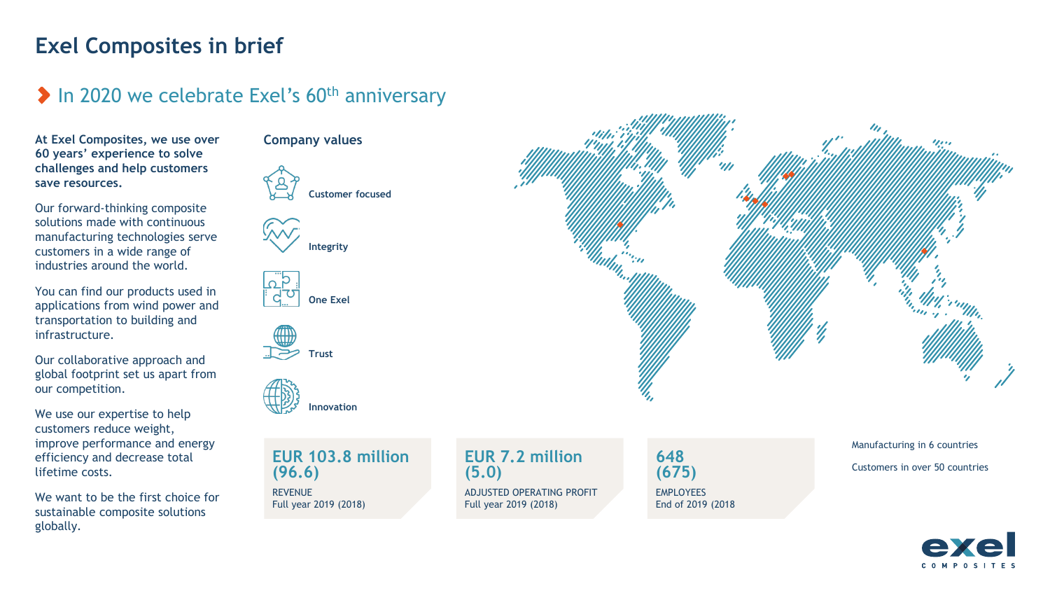# Exel Composites in brief

## In 2020 we celebrate Exel's 60th anniversary

**At Exel Composites, we use over 60 years' experience to solve challenges and help customers save resources.**

Our forward-thinking composite solutions made with continuous manufacturing technologies serve customers in a wide range of industries around the world.

You can find our products used in applications from wind power and transportation to building and infrastructure.

Our collaborative approach and global footprint set us apart from our competition.

We use our expertise to help customers reduce weight, improve performance and energy efficiency and decrease total lifetime costs.

We want to be the first choice for sustainable composite solutions globally.

### Company values

- Customer focused
- Integrity
- One Exel
- Trust
- Innovation

**EUR 103.8 million (96.6)**
REVENUE
Full year 2019 (2018)

**EUR 7.2 million (5.0)**
ADJUSTED OPERATING PROFIT
Full year 2019 (2018)

**648 (675)**
EMPLOYEES
End of 2019 (2018

Manufacturing in 6 countries

Customers in over 50 countries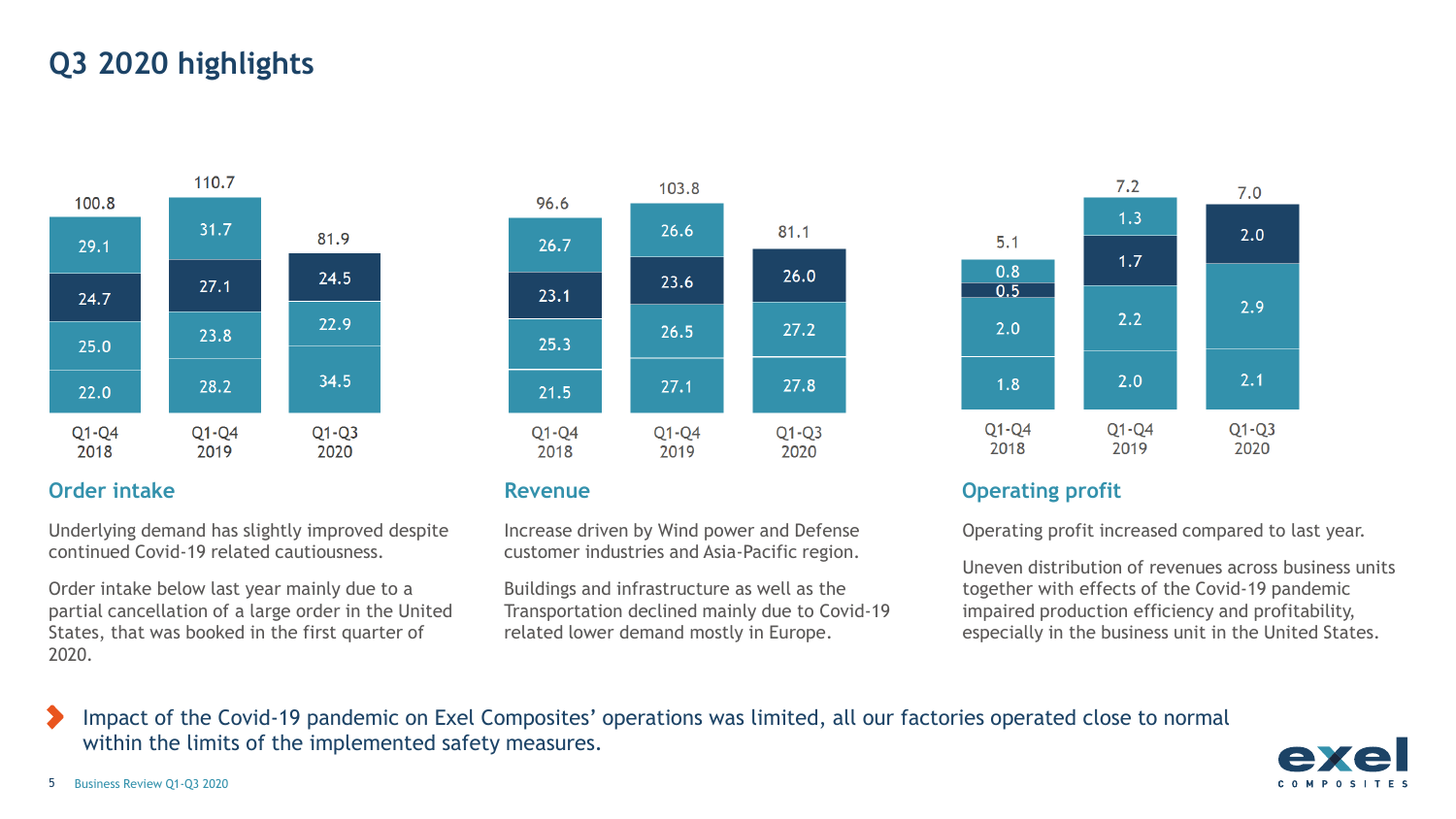# Q3 2020 highlights

100.8
110.7
81.9

29.1
31.7
24.5

24.7
27.1
22.9

25.0
23.8
34.5

22.0
28.2

Q1-Q4 2018
Q1-Q4 2019
Q1-Q3 2020

## Order intake

Underlying demand has slightly improved despite continued Covid-19 related cautiousness.

Order intake below last year mainly due to a partial cancellation of a large order in the United States, that was booked in the first quarter of 2020.

96.6
103.8
81.1

26.7
26.6
26.0

23.1
23.6
27.2

25.3
26.5
27.8

21.5
27.1

Q1-Q4 2018
Q1-Q4 2019
Q1-Q3 2020

## Revenue

Increase driven by Wind power and Defense customer industries and Asia-Pacific region.

Buildings and infrastructure as well as the Transportation declined mainly due to Covid-19 related lower demand mostly in Europe.

5.1
7.2
7.0

0.8
1.3
2.0

0.5
1.7
2.9

2.0
2.2
2.1

1.8
2.0

Q1-Q4 2018
Q1-Q4 2019
Q1-Q3 2020

## Operating profit

Operating profit increased compared to last year.

Uneven distribution of revenues across business units together with effects of the Covid-19 pandemic impaired production efficiency and profitability, especially in the business unit in the United States.

Impact of the Covid-19 pandemic on Exel Composites' operations was limited, all our factories operated close to normal within the limits of the implemented safety measures.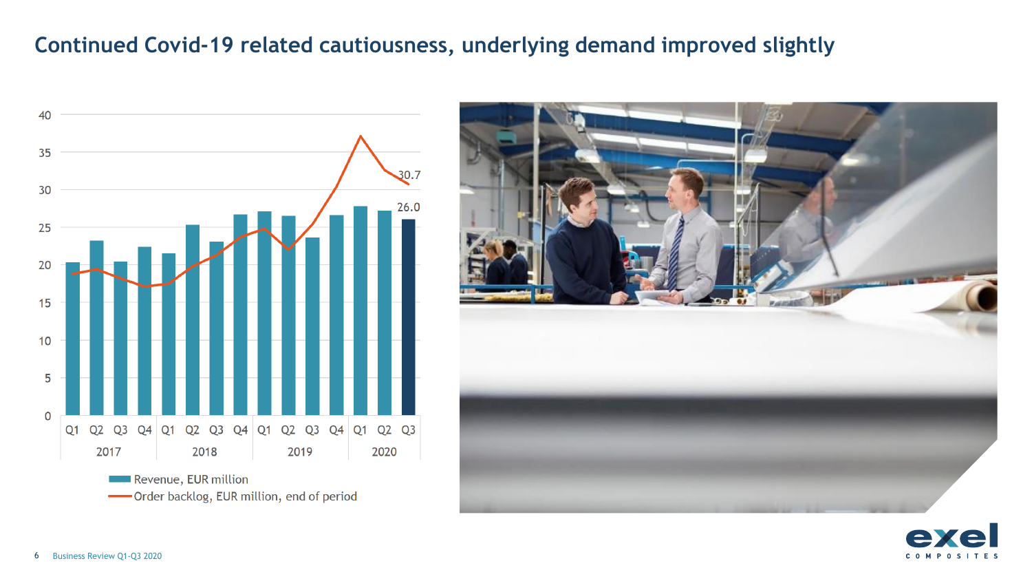# Continued Covid-19 related cautiousness, underlying demand improved slightly

40
35
30
25
20
15
10
5
0

30.7

26.0

Q1 Q2 Q3 Q4 Q1 Q2 Q3 Q4 Q1 Q2 Q3 Q4 Q1 Q2 Q3

2017 2018 2019 2020

Revenue, EUR million

Order backlog, EUR million, end of period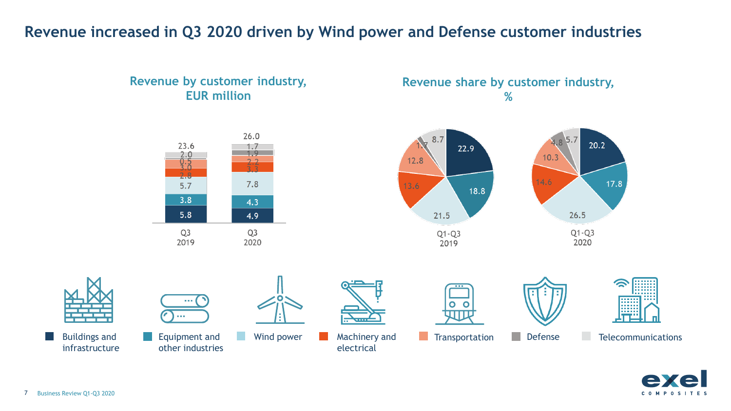# Revenue increased in Q3 2020 driven by Wind power and Defense customer industries

## Revenue by customer industry, EUR million

23.6
2.0
0.5
3.0
2.8
5.7
3.8
5.8
Q3 2019

26.0
1.7
1.9
2.2
3.3
7.8
4.3
4.9
Q3 2020

## Revenue share by customer industry, %

8.7
1.7
12.8
13.6
21.5
18.8
22.9
Q1-Q3 2019

5.7
4.8
10.3
14.6
26.5
17.8
20.2
Q1-Q3 2020

Buildings and infrastructure
Equipment and other industries
Wind power
Machinery and electrical
Transportation
Defense
Telecommunications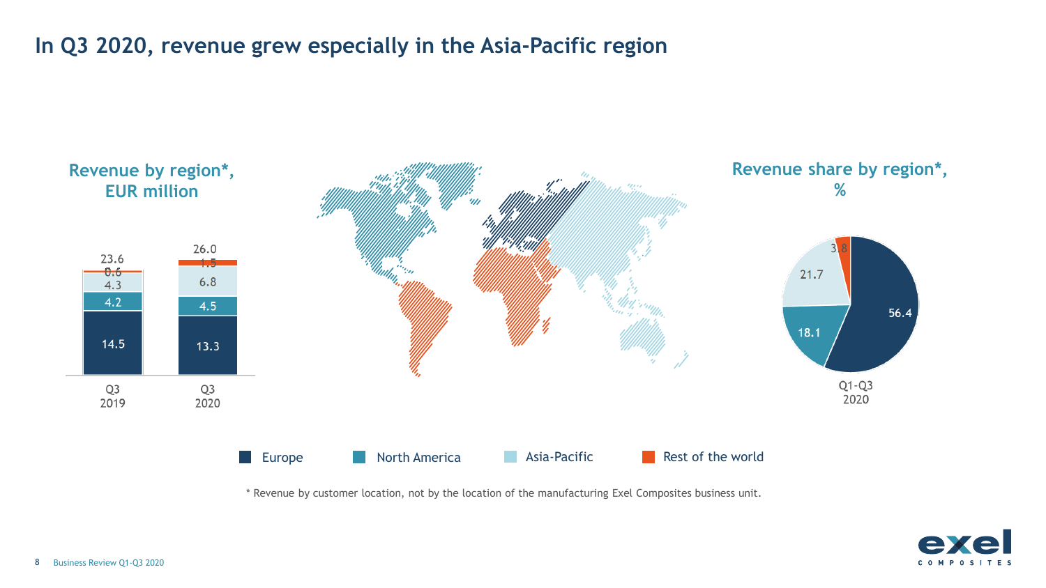# In Q3 2020, revenue grew especially in the Asia-Pacific region

## Revenue by region*, EUR million

Q3 2019: 23.6
0.6
4.3
4.2
14.5

Q3 2020: 26.0
1.5
6.8
4.5
13.3

## Revenue share by region*, %

Q1-Q3 2020

56.4
18.1
21.7
3.8

Europe
North America
Asia-Pacific
Rest of the world

* Revenue by customer location, not by the location of the manufacturing Exel Composites business unit.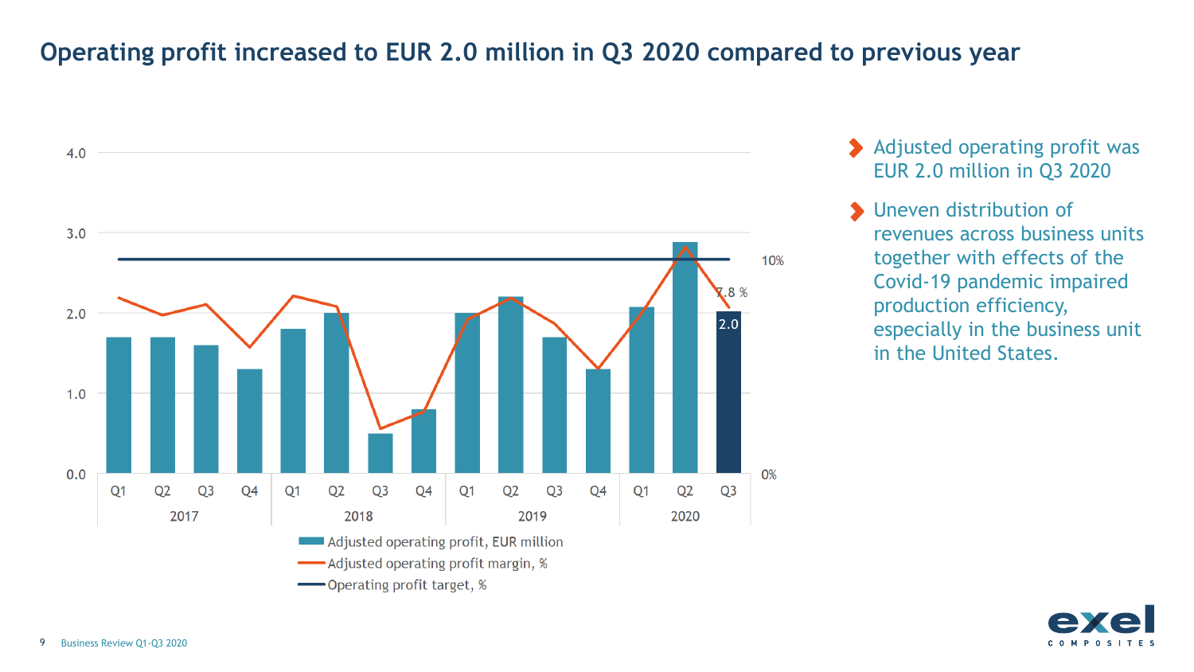# Operating profit increased to EUR 2.0 million in Q3 2020 compared to previous year

4.0
3.0
2.0
1.0
0.0

10%
0%

7.8 %
2.0

Q1 Q2 Q3 Q4 Q1 Q2 Q3 Q4 Q1 Q2 Q3 Q4 Q1 Q2 Q3

2017 2018 2019 2020

Adjusted operating profit, EUR million

Adjusted operating profit margin, %

Operating profit target, %

- Adjusted operating profit was EUR 2.0 million in Q3 2020
- Uneven distribution of revenues across business units together with effects of the Covid-19 pandemic impaired production efficiency, especially in the business unit in the United States.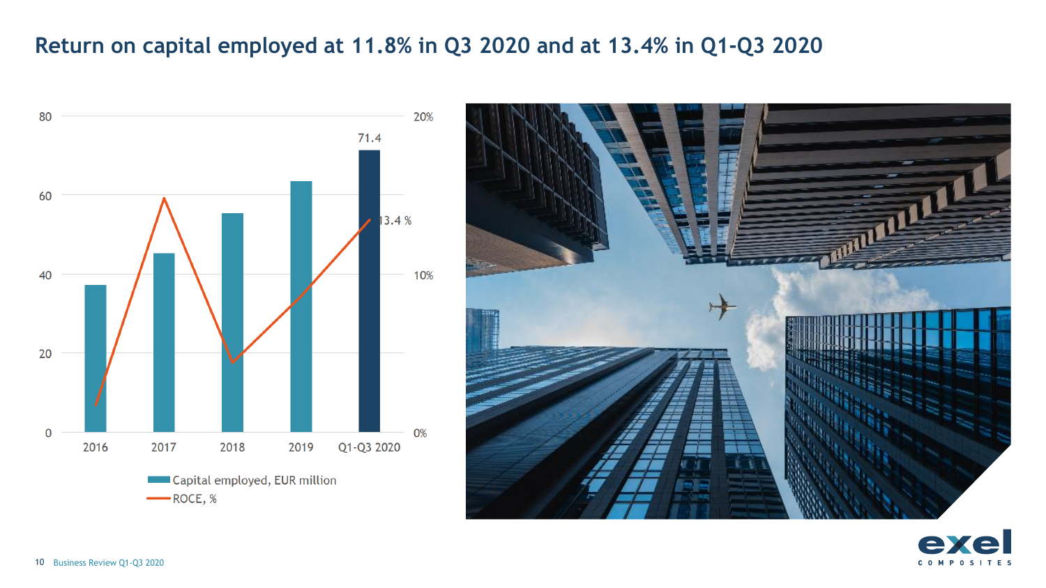# Return on capital employed at 11.8% in Q3 2020 and at 13.4% in Q1-Q3 2020

80
60
40
20
0

20%
10%
0%

71.4

13.4 %

2016
2017
2018
2019
Q1-Q3 2020

Capital employed, EUR million
ROCE, %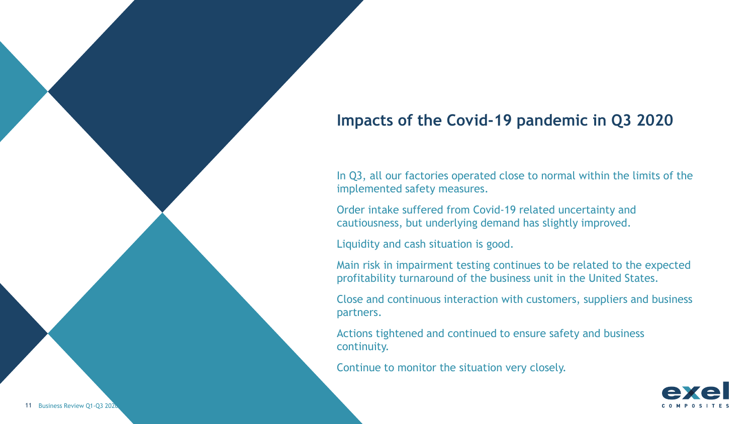## Impacts of the Covid-19 pandemic in Q3 2020

In Q3, all our factories operated close to normal within the limits of the implemented safety measures.

Order intake suffered from Covid-19 related uncertainty and cautiousness, but underlying demand has slightly improved.

Liquidity and cash situation is good.

Main risk in impairment testing continues to be related to the expected profitability turnaround of the business unit in the United States.

Close and continuous interaction with customers, suppliers and business partners.

Actions tightened and continued to ensure safety and business continuity.

Continue to monitor the situation very closely.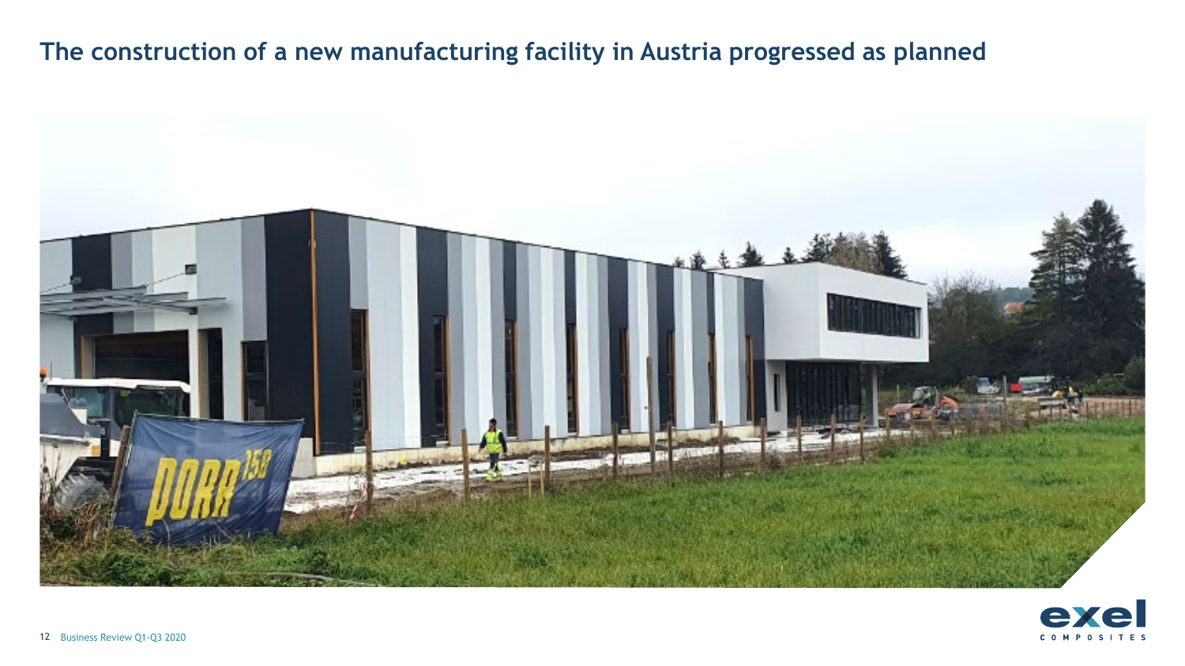# The construction of a new manufacturing facility in Austria progressed as planned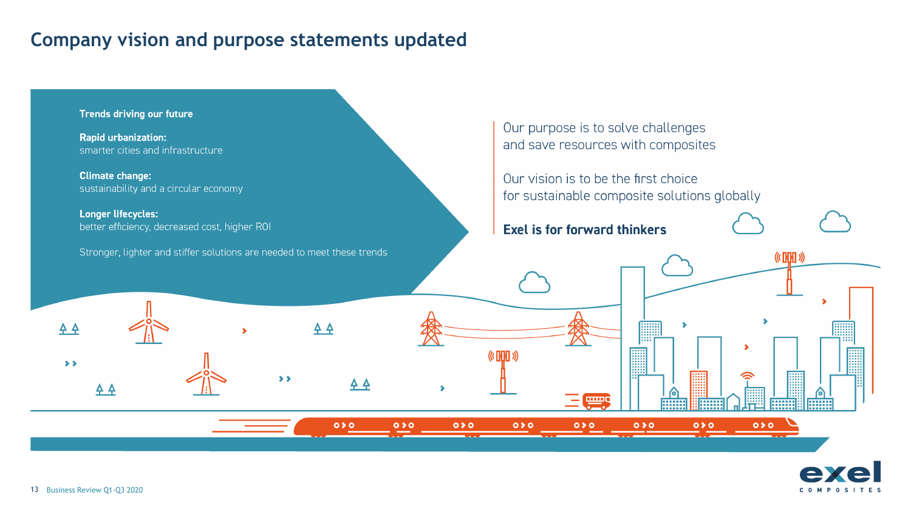# Company vision and purpose statements updated

**Trends driving our future**

**Rapid urbanization:**
smarter cities and infrastructure

**Climate change:**
sustainability and a circular economy

**Longer lifecycles:**
better efficiency, decreased cost, higher ROI

Stronger, lighter and stiffer solutions are needed to meet these trends

Our purpose is to solve challenges and save resources with composites

Our vision is to be the first choice for sustainable composite solutions globally

**Exel is for forward thinkers**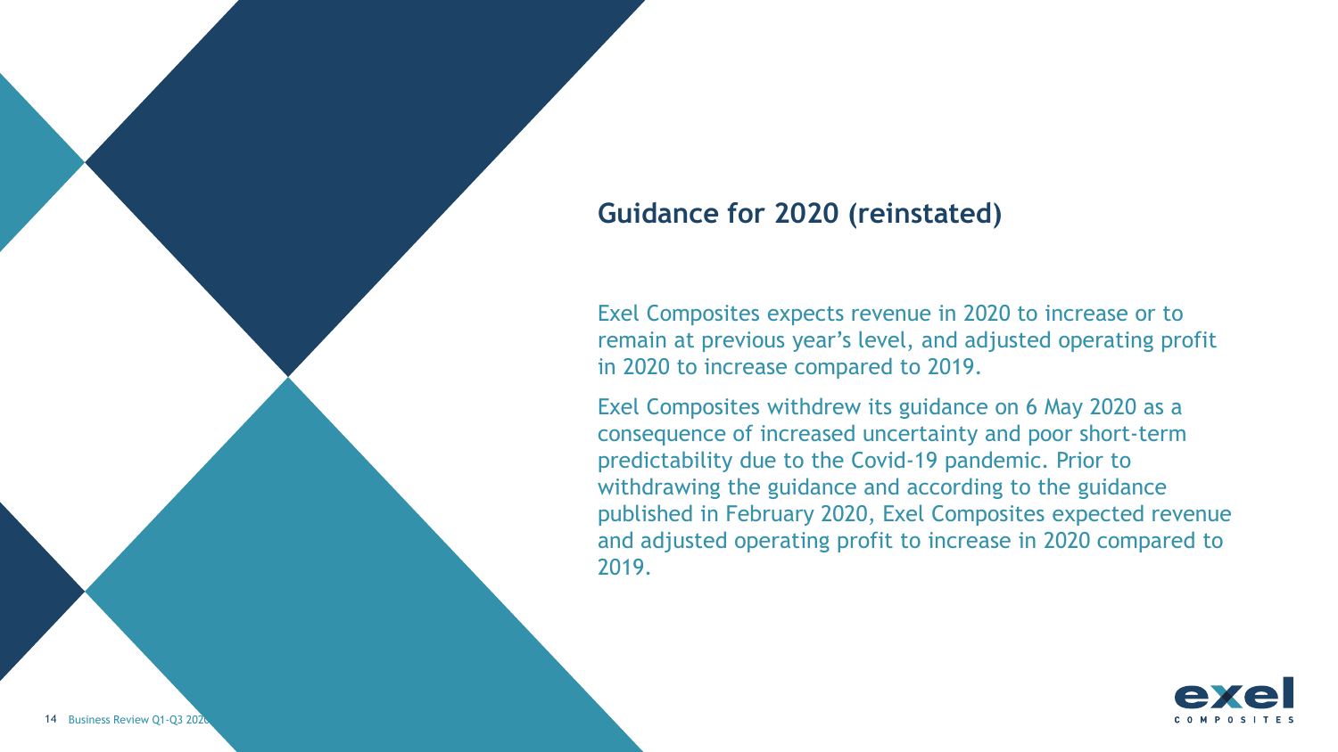## Guidance for 2020 (reinstated)

Exel Composites expects revenue in 2020 to increase or to remain at previous year's level, and adjusted operating profit in 2020 to increase compared to 2019.

Exel Composites withdrew its guidance on 6 May 2020 as a consequence of increased uncertainty and poor short-term predictability due to the Covid-19 pandemic. Prior to withdrawing the guidance and according to the guidance published in February 2020, Exel Composites expected revenue and adjusted operating profit to increase in 2020 compared to 2019.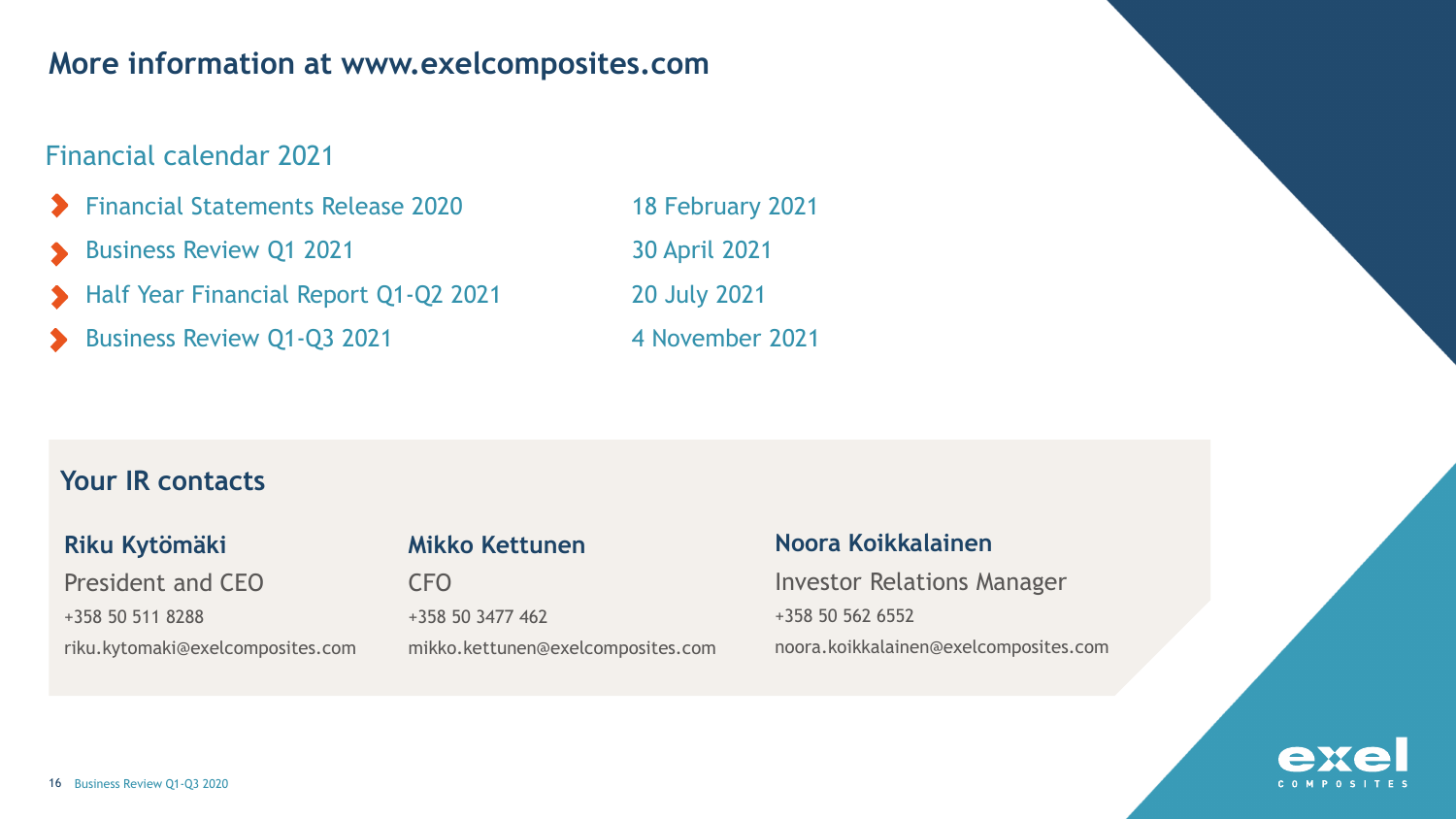# More information at www.exelcomposites.com

## Financial calendar 2021

| | |
|---|---|
| Financial Statements Release 2020 | 18 February 2021 |
| Business Review Q1 2021 | 30 April 2021 |
| Half Year Financial Report Q1-Q2 2021 | 20 July 2021 |
| Business Review Q1-Q3 2021 | 4 November 2021 |

## Your IR contacts

**Riku Kytömäki**
President and CEO
+358 50 511 8288
riku.kytomaki@exelcomposites.com

**Mikko Kettunen**
CFO
+358 50 3477 462
mikko.kettunen@exelcomposites.com

**Noora Koikkalainen**
Investor Relations Manager
+358 50 562 6552
noora.koikkalainen@exelcomposites.com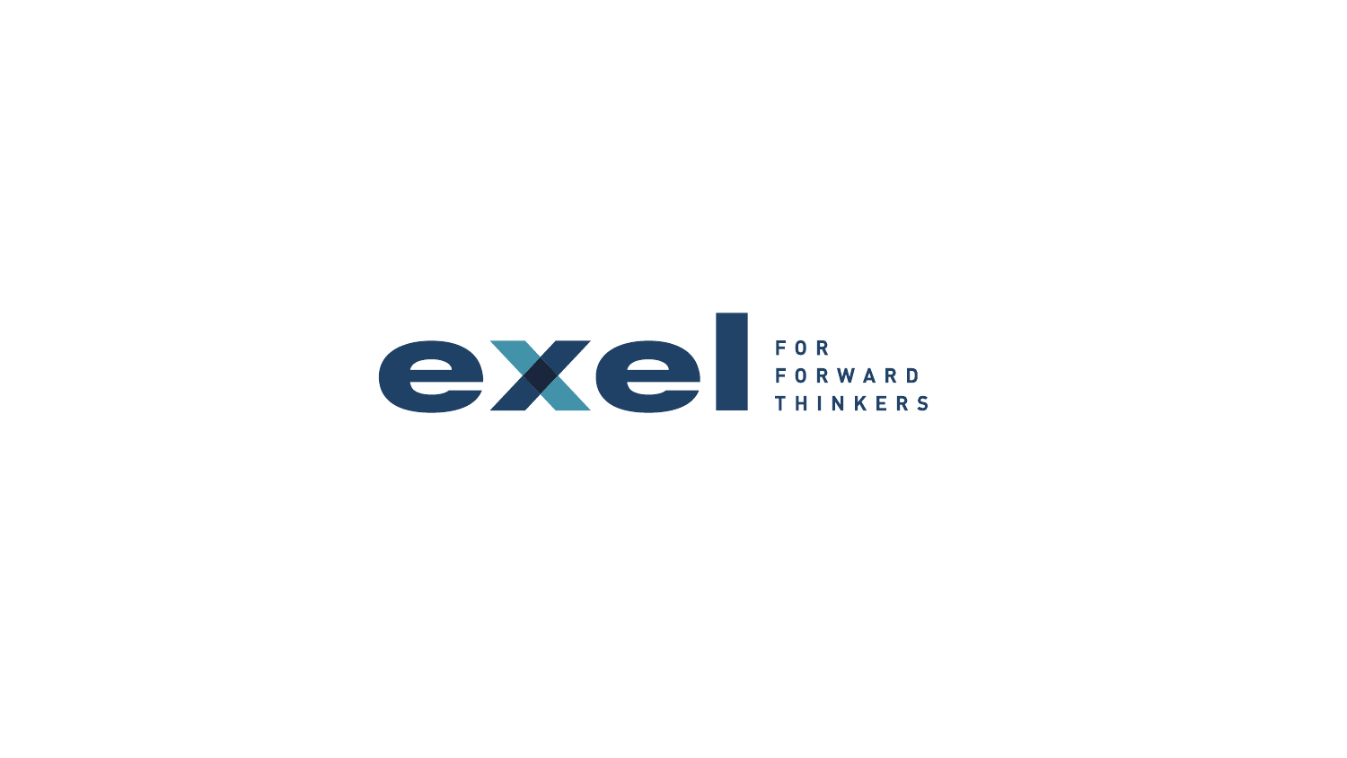exel

FOR
FORWARD
THINKERS